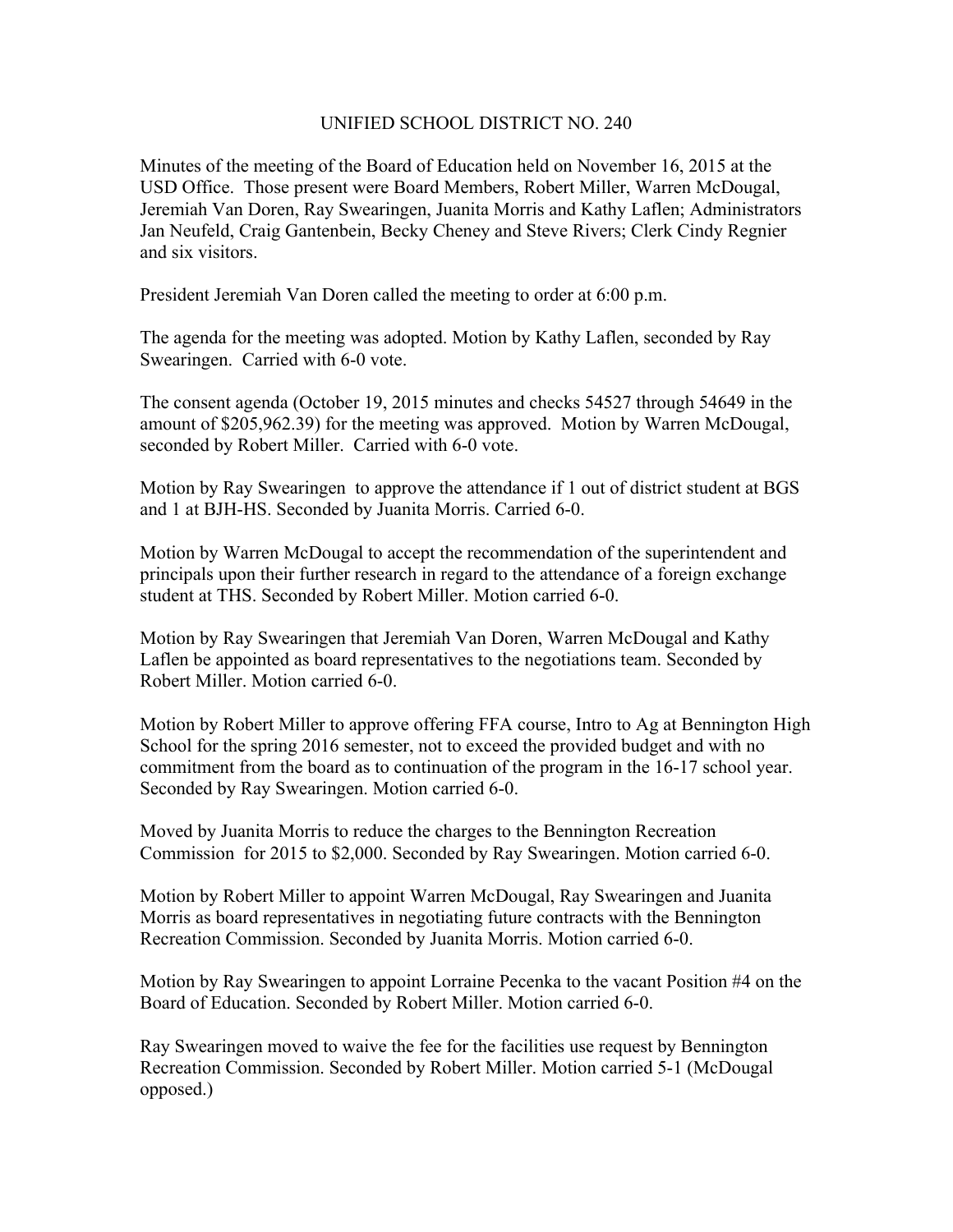# UNIFIED SCHOOL DISTRICT NO. 240

Minutes of the meeting of the Board of Education held on November 16, 2015 at the USD Office. Those present were Board Members, Robert Miller, Warren McDougal, Jeremiah Van Doren, Ray Swearingen, Juanita Morris and Kathy Laflen; Administrators Jan Neufeld, Craig Gantenbein, Becky Cheney and Steve Rivers; Clerk Cindy Regnier and six visitors.

President Jeremiah Van Doren called the meeting to order at 6:00 p.m.

The agenda for the meeting was adopted. Motion by Kathy Laflen, seconded by Ray Swearingen. Carried with 6-0 vote.

The consent agenda (October 19, 2015 minutes and checks 54527 through 54649 in the amount of $205,962.39) for the meeting was approved. Motion by Warren McDougal, seconded by Robert Miller. Carried with 6-0 vote.

Motion by Ray Swearingen to approve the attendance if 1 out of district student at BGS and 1 at BJH-HS. Seconded by Juanita Morris. Carried 6-0.

Motion by Warren McDougal to accept the recommendation of the superintendent and principals upon their further research in regard to the attendance of a foreign exchange student at THS. Seconded by Robert Miller. Motion carried 6-0.

Motion by Ray Swearingen that Jeremiah Van Doren, Warren McDougal and Kathy Laflen be appointed as board representatives to the negotiations team. Seconded by Robert Miller. Motion carried 6-0.

Motion by Robert Miller to approve offering FFA course, Intro to Ag at Bennington High School for the spring 2016 semester, not to exceed the provided budget and with no commitment from the board as to continuation of the program in the 16-17 school year. Seconded by Ray Swearingen. Motion carried 6-0.

Moved by Juanita Morris to reduce the charges to the Bennington Recreation Commission for 2015 to $2,000. Seconded by Ray Swearingen. Motion carried 6-0.

Motion by Robert Miller to appoint Warren McDougal, Ray Swearingen and Juanita Morris as board representatives in negotiating future contracts with the Bennington Recreation Commission. Seconded by Juanita Morris. Motion carried 6-0.

Motion by Ray Swearingen to appoint Lorraine Pecenka to the vacant Position #4 on the Board of Education. Seconded by Robert Miller. Motion carried 6-0.

Ray Swearingen moved to waive the fee for the facilities use request by Bennington Recreation Commission. Seconded by Robert Miller. Motion carried 5-1 (McDougal opposed.)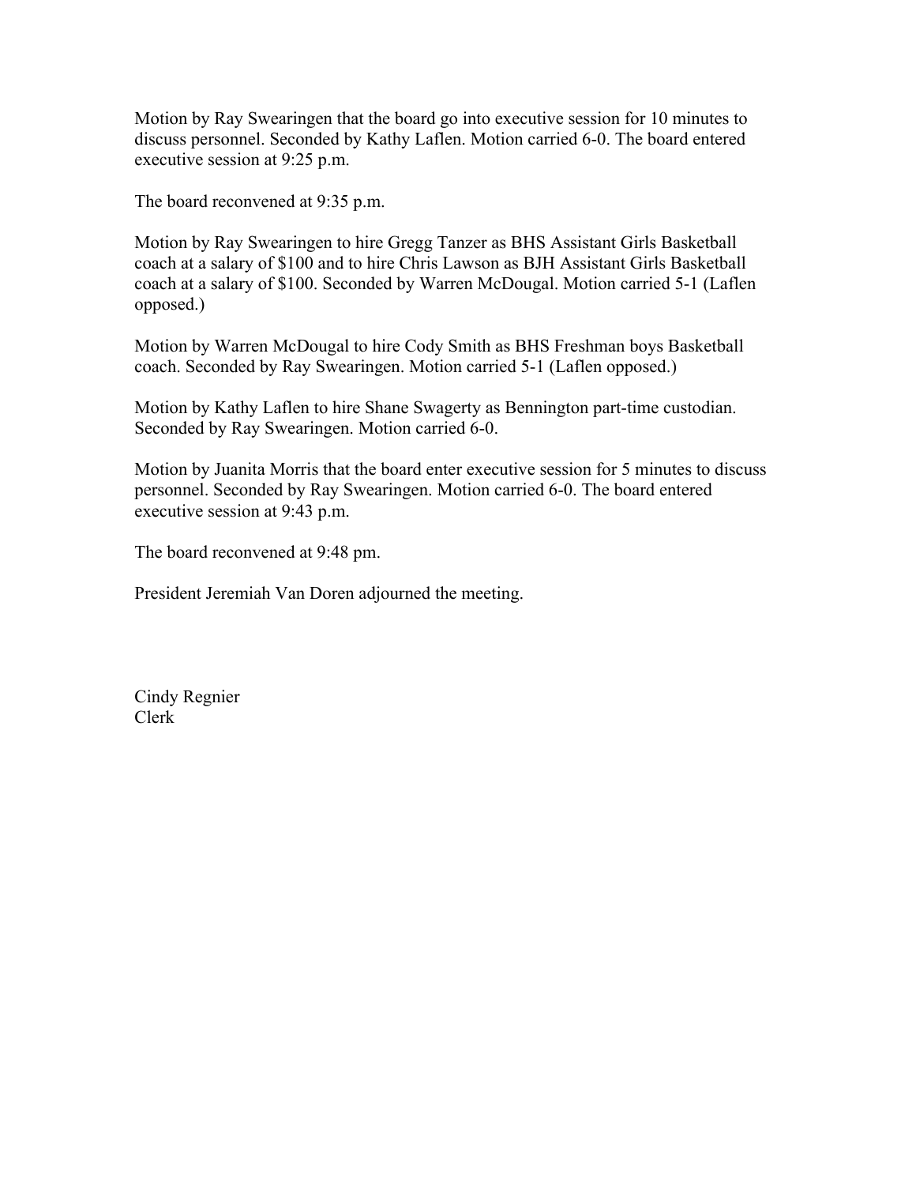Motion by Ray Swearingen that the board go into executive session for 10 minutes to discuss personnel. Seconded by Kathy Laflen. Motion carried 6-0. The board entered executive session at 9:25 p.m.

The board reconvened at 9:35 p.m.

Motion by Ray Swearingen to hire Gregg Tanzer as BHS Assistant Girls Basketball coach at a salary of $100 and to hire Chris Lawson as BJH Assistant Girls Basketball coach at a salary of $100. Seconded by Warren McDougal. Motion carried 5-1 (Laflen opposed.)

Motion by Warren McDougal to hire Cody Smith as BHS Freshman boys Basketball coach. Seconded by Ray Swearingen. Motion carried 5-1 (Laflen opposed.)

Motion by Kathy Laflen to hire Shane Swagerty as Bennington part-time custodian. Seconded by Ray Swearingen. Motion carried 6-0.

Motion by Juanita Morris that the board enter executive session for 5 minutes to discuss personnel. Seconded by Ray Swearingen. Motion carried 6-0. The board entered executive session at 9:43 p.m.

The board reconvened at 9:48 pm.

President Jeremiah Van Doren adjourned the meeting.

Cindy Regnier
Clerk